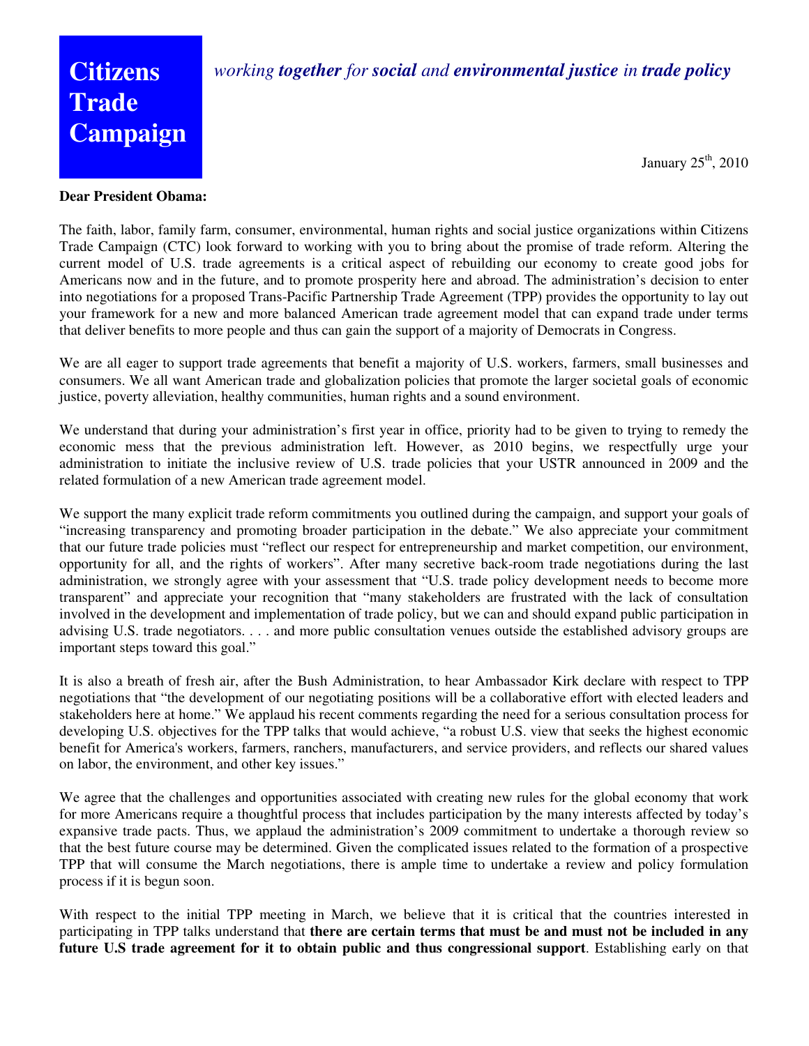**Citizens Trade Campaign**

*working **together** for **social** and **environmental justice** in **trade policy***

January 25th, 2010

**Dear President Obama:**

The faith, labor, family farm, consumer, environmental, human rights and social justice organizations within Citizens Trade Campaign (CTC) look forward to working with you to bring about the promise of trade reform. Altering the current model of U.S. trade agreements is a critical aspect of rebuilding our economy to create good jobs for Americans now and in the future, and to promote prosperity here and abroad. The administration's decision to enter into negotiations for a proposed Trans-Pacific Partnership Trade Agreement (TPP) provides the opportunity to lay out your framework for a new and more balanced American trade agreement model that can expand trade under terms that deliver benefits to more people and thus can gain the support of a majority of Democrats in Congress.

We are all eager to support trade agreements that benefit a majority of U.S. workers, farmers, small businesses and consumers. We all want American trade and globalization policies that promote the larger societal goals of economic justice, poverty alleviation, healthy communities, human rights and a sound environment.

We understand that during your administration's first year in office, priority had to be given to trying to remedy the economic mess that the previous administration left. However, as 2010 begins, we respectfully urge your administration to initiate the inclusive review of U.S. trade policies that your USTR announced in 2009 and the related formulation of a new American trade agreement model.

We support the many explicit trade reform commitments you outlined during the campaign, and support your goals of "increasing transparency and promoting broader participation in the debate." We also appreciate your commitment that our future trade policies must "reflect our respect for entrepreneurship and market competition, our environment, opportunity for all, and the rights of workers". After many secretive back-room trade negotiations during the last administration, we strongly agree with your assessment that "U.S. trade policy development needs to become more transparent" and appreciate your recognition that "many stakeholders are frustrated with the lack of consultation involved in the development and implementation of trade policy, but we can and should expand public participation in advising U.S. trade negotiators. . . . and more public consultation venues outside the established advisory groups are important steps toward this goal."

It is also a breath of fresh air, after the Bush Administration, to hear Ambassador Kirk declare with respect to TPP negotiations that "the development of our negotiating positions will be a collaborative effort with elected leaders and stakeholders here at home." We applaud his recent comments regarding the need for a serious consultation process for developing U.S. objectives for the TPP talks that would achieve, "a robust U.S. view that seeks the highest economic benefit for America's workers, farmers, ranchers, manufacturers, and service providers, and reflects our shared values on labor, the environment, and other key issues."

We agree that the challenges and opportunities associated with creating new rules for the global economy that work for more Americans require a thoughtful process that includes participation by the many interests affected by today's expansive trade pacts. Thus, we applaud the administration's 2009 commitment to undertake a thorough review so that the best future course may be determined. Given the complicated issues related to the formation of a prospective TPP that will consume the March negotiations, there is ample time to undertake a review and policy formulation process if it is begun soon.

With respect to the initial TPP meeting in March, we believe that it is critical that the countries interested in participating in TPP talks understand that **there are certain terms that must be and must not be included in any future U.S trade agreement for it to obtain public and thus congressional support**. Establishing early on that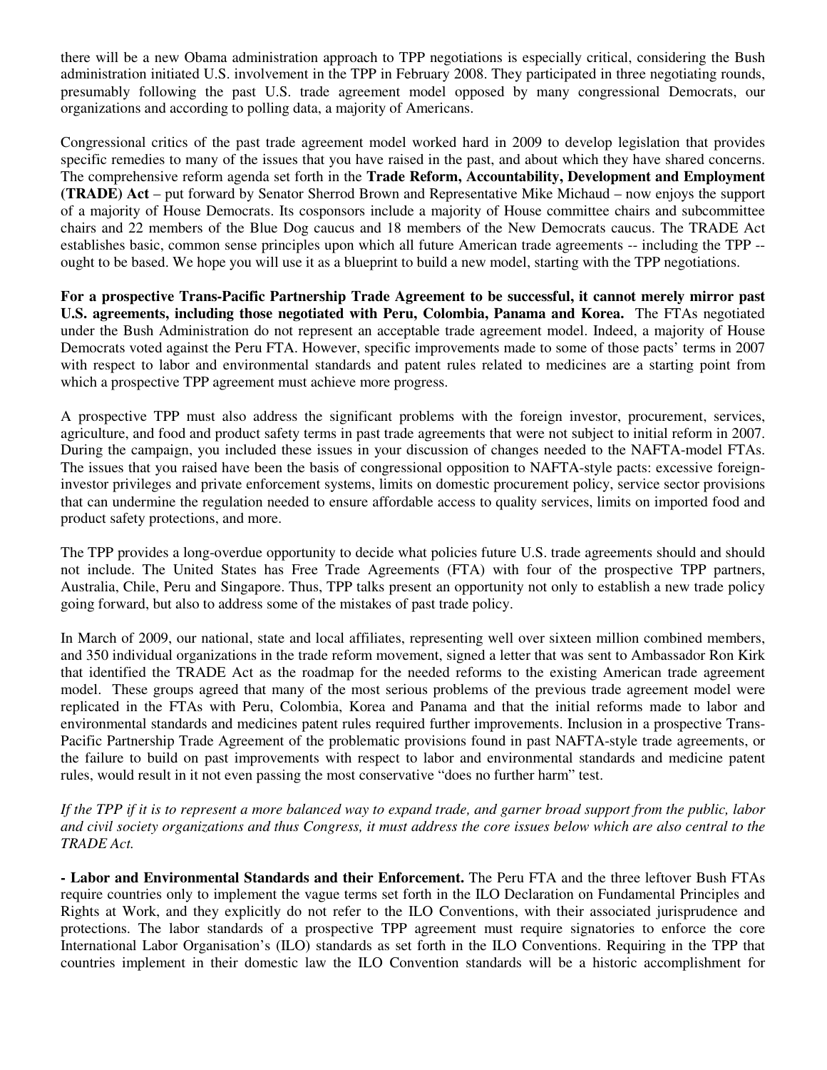there will be a new Obama administration approach to TPP negotiations is especially critical, considering the Bush administration initiated U.S. involvement in the TPP in February 2008. They participated in three negotiating rounds, presumably following the past U.S. trade agreement model opposed by many congressional Democrats, our organizations and according to polling data, a majority of Americans.

Congressional critics of the past trade agreement model worked hard in 2009 to develop legislation that provides specific remedies to many of the issues that you have raised in the past, and about which they have shared concerns. The comprehensive reform agenda set forth in the **Trade Reform, Accountability, Development and Employment (TRADE) Act** – put forward by Senator Sherrod Brown and Representative Mike Michaud – now enjoys the support of a majority of House Democrats. Its cosponsors include a majority of House committee chairs and subcommittee chairs and 22 members of the Blue Dog caucus and 18 members of the New Democrats caucus. The TRADE Act establishes basic, common sense principles upon which all future American trade agreements -- including the TPP -- ought to be based. We hope you will use it as a blueprint to build a new model, starting with the TPP negotiations.

**For a prospective Trans-Pacific Partnership Trade Agreement to be successful, it cannot merely mirror past U.S. agreements, including those negotiated with Peru, Colombia, Panama and Korea.** The FTAs negotiated under the Bush Administration do not represent an acceptable trade agreement model. Indeed, a majority of House Democrats voted against the Peru FTA. However, specific improvements made to some of those pacts' terms in 2007 with respect to labor and environmental standards and patent rules related to medicines are a starting point from which a prospective TPP agreement must achieve more progress.

A prospective TPP must also address the significant problems with the foreign investor, procurement, services, agriculture, and food and product safety terms in past trade agreements that were not subject to initial reform in 2007. During the campaign, you included these issues in your discussion of changes needed to the NAFTA-model FTAs. The issues that you raised have been the basis of congressional opposition to NAFTA-style pacts: excessive foreign-investor privileges and private enforcement systems, limits on domestic procurement policy, service sector provisions that can undermine the regulation needed to ensure affordable access to quality services, limits on imported food and product safety protections, and more.

The TPP provides a long-overdue opportunity to decide what policies future U.S. trade agreements should and should not include. The United States has Free Trade Agreements (FTA) with four of the prospective TPP partners, Australia, Chile, Peru and Singapore. Thus, TPP talks present an opportunity not only to establish a new trade policy going forward, but also to address some of the mistakes of past trade policy.

In March of 2009, our national, state and local affiliates, representing well over sixteen million combined members, and 350 individual organizations in the trade reform movement, signed a letter that was sent to Ambassador Ron Kirk that identified the TRADE Act as the roadmap for the needed reforms to the existing American trade agreement model. These groups agreed that many of the most serious problems of the previous trade agreement model were replicated in the FTAs with Peru, Colombia, Korea and Panama and that the initial reforms made to labor and environmental standards and medicines patent rules required further improvements. Inclusion in a prospective Trans-Pacific Partnership Trade Agreement of the problematic provisions found in past NAFTA-style trade agreements, or the failure to build on past improvements with respect to labor and environmental standards and medicine patent rules, would result in it not even passing the most conservative "does no further harm" test.

*If the TPP if it is to represent a more balanced way to expand trade, and garner broad support from the public, labor and civil society organizations and thus Congress, it must address the core issues below which are also central to the TRADE Act.*

**- Labor and Environmental Standards and their Enforcement.** The Peru FTA and the three leftover Bush FTAs require countries only to implement the vague terms set forth in the ILO Declaration on Fundamental Principles and Rights at Work, and they explicitly do not refer to the ILO Conventions, with their associated jurisprudence and protections. The labor standards of a prospective TPP agreement must require signatories to enforce the core International Labor Organisation's (ILO) standards as set forth in the ILO Conventions. Requiring in the TPP that countries implement in their domestic law the ILO Convention standards will be a historic accomplishment for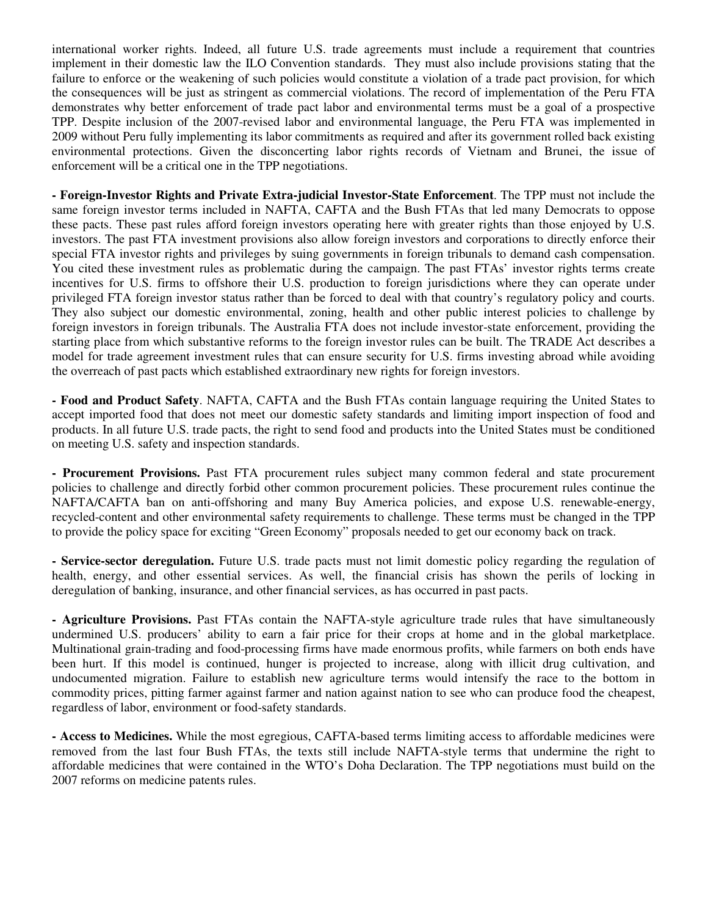international worker rights. Indeed, all future U.S. trade agreements must include a requirement that countries implement in their domestic law the ILO Convention standards. They must also include provisions stating that the failure to enforce or the weakening of such policies would constitute a violation of a trade pact provision, for which the consequences will be just as stringent as commercial violations. The record of implementation of the Peru FTA demonstrates why better enforcement of trade pact labor and environmental terms must be a goal of a prospective TPP. Despite inclusion of the 2007-revised labor and environmental language, the Peru FTA was implemented in 2009 without Peru fully implementing its labor commitments as required and after its government rolled back existing environmental protections. Given the disconcerting labor rights records of Vietnam and Brunei, the issue of enforcement will be a critical one in the TPP negotiations.

**- Foreign-Investor Rights and Private Extra-judicial Investor-State Enforcement**. The TPP must not include the same foreign investor terms included in NAFTA, CAFTA and the Bush FTAs that led many Democrats to oppose these pacts. These past rules afford foreign investors operating here with greater rights than those enjoyed by U.S. investors. The past FTA investment provisions also allow foreign investors and corporations to directly enforce their special FTA investor rights and privileges by suing governments in foreign tribunals to demand cash compensation. You cited these investment rules as problematic during the campaign. The past FTAs' investor rights terms create incentives for U.S. firms to offshore their U.S. production to foreign jurisdictions where they can operate under privileged FTA foreign investor status rather than be forced to deal with that country's regulatory policy and courts. They also subject our domestic environmental, zoning, health and other public interest policies to challenge by foreign investors in foreign tribunals. The Australia FTA does not include investor-state enforcement, providing the starting place from which substantive reforms to the foreign investor rules can be built. The TRADE Act describes a model for trade agreement investment rules that can ensure security for U.S. firms investing abroad while avoiding the overreach of past pacts which established extraordinary new rights for foreign investors.

**- Food and Product Safety**. NAFTA, CAFTA and the Bush FTAs contain language requiring the United States to accept imported food that does not meet our domestic safety standards and limiting import inspection of food and products. In all future U.S. trade pacts, the right to send food and products into the United States must be conditioned on meeting U.S. safety and inspection standards.

**- Procurement Provisions.** Past FTA procurement rules subject many common federal and state procurement policies to challenge and directly forbid other common procurement policies. These procurement rules continue the NAFTA/CAFTA ban on anti-offshoring and many Buy America policies, and expose U.S. renewable-energy, recycled-content and other environmental safety requirements to challenge. These terms must be changed in the TPP to provide the policy space for exciting "Green Economy" proposals needed to get our economy back on track.

**- Service-sector deregulation.** Future U.S. trade pacts must not limit domestic policy regarding the regulation of health, energy, and other essential services. As well, the financial crisis has shown the perils of locking in deregulation of banking, insurance, and other financial services, as has occurred in past pacts.

**- Agriculture Provisions.** Past FTAs contain the NAFTA-style agriculture trade rules that have simultaneously undermined U.S. producers' ability to earn a fair price for their crops at home and in the global marketplace. Multinational grain-trading and food-processing firms have made enormous profits, while farmers on both ends have been hurt. If this model is continued, hunger is projected to increase, along with illicit drug cultivation, and undocumented migration. Failure to establish new agriculture terms would intensify the race to the bottom in commodity prices, pitting farmer against farmer and nation against nation to see who can produce food the cheapest, regardless of labor, environment or food-safety standards.

**- Access to Medicines.** While the most egregious, CAFTA-based terms limiting access to affordable medicines were removed from the last four Bush FTAs, the texts still include NAFTA-style terms that undermine the right to affordable medicines that were contained in the WTO's Doha Declaration. The TPP negotiations must build on the 2007 reforms on medicine patents rules.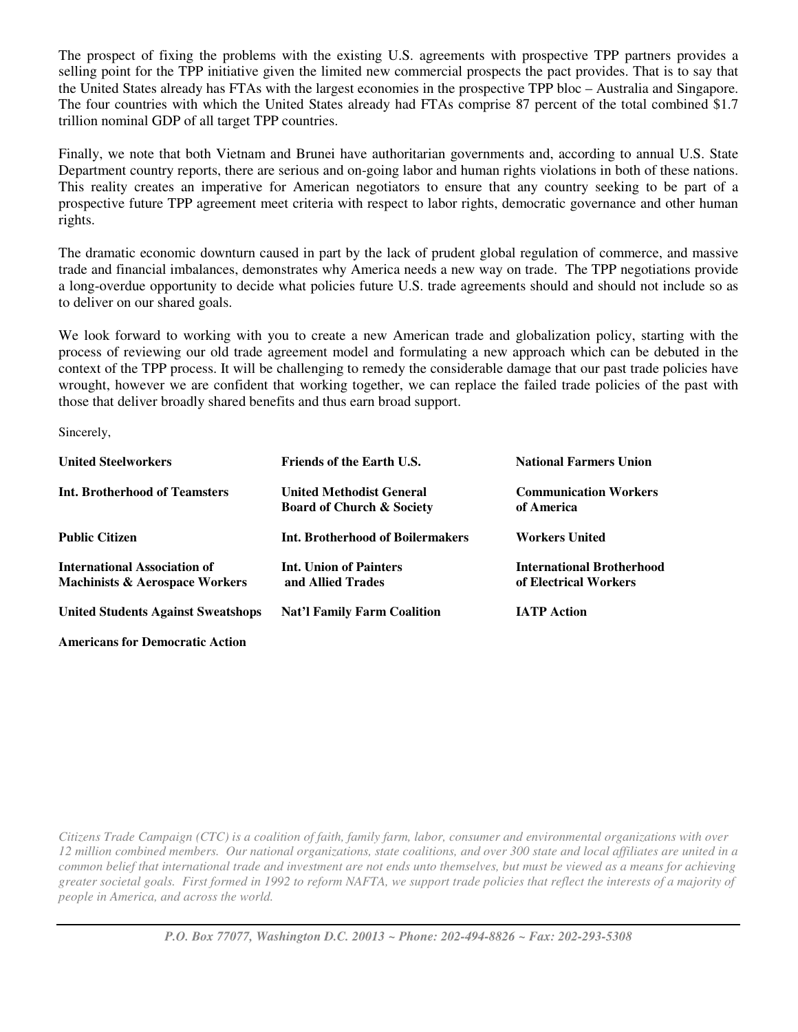The prospect of fixing the problems with the existing U.S. agreements with prospective TPP partners provides a selling point for the TPP initiative given the limited new commercial prospects the pact provides. That is to say that the United States already has FTAs with the largest economies in the prospective TPP bloc – Australia and Singapore. The four countries with which the United States already had FTAs comprise 87 percent of the total combined $1.7 trillion nominal GDP of all target TPP countries.

Finally, we note that both Vietnam and Brunei have authoritarian governments and, according to annual U.S. State Department country reports, there are serious and on-going labor and human rights violations in both of these nations. This reality creates an imperative for American negotiators to ensure that any country seeking to be part of a prospective future TPP agreement meet criteria with respect to labor rights, democratic governance and other human rights.

The dramatic economic downturn caused in part by the lack of prudent global regulation of commerce, and massive trade and financial imbalances, demonstrates why America needs a new way on trade. The TPP negotiations provide a long-overdue opportunity to decide what policies future U.S. trade agreements should and should not include so as to deliver on our shared goals.

We look forward to working with you to create a new American trade and globalization policy, starting with the process of reviewing our old trade agreement model and formulating a new approach which can be debuted in the context of the TPP process. It will be challenging to remedy the considerable damage that our past trade policies have wrought, however we are confident that working together, we can replace the failed trade policies of the past with those that deliver broadly shared benefits and thus earn broad support.

Sincerely,

**United Steelworkers**

**Friends of the Earth U.S.**

**National Farmers Union**

**Int. Brotherhood of Teamsters**

**United Methodist General Board of Church & Society**

**Communication Workers of America**

**Public Citizen**

**Int. Brotherhood of Boilermakers**

**Workers United**

**International Association of Machinists & Aerospace Workers**

**Int. Union of Painters and Allied Trades**

**International Brotherhood of Electrical Workers**

**United Students Against Sweatshops**

**Nat'l Family Farm Coalition**

**IATP Action**

**Americans for Democratic Action**

*Citizens Trade Campaign (CTC) is a coalition of faith, family farm, labor, consumer and environmental organizations with over 12 million combined members. Our national organizations, state coalitions, and over 300 state and local affiliates are united in a common belief that international trade and investment are not ends unto themselves, but must be viewed as a means for achieving greater societal goals. First formed in 1992 to reform NAFTA, we support trade policies that reflect the interests of a majority of people in America, and across the world.*

*P.O. Box 77077, Washington D.C. 20013 ~ Phone: 202-494-8826 ~ Fax: 202-293-5308*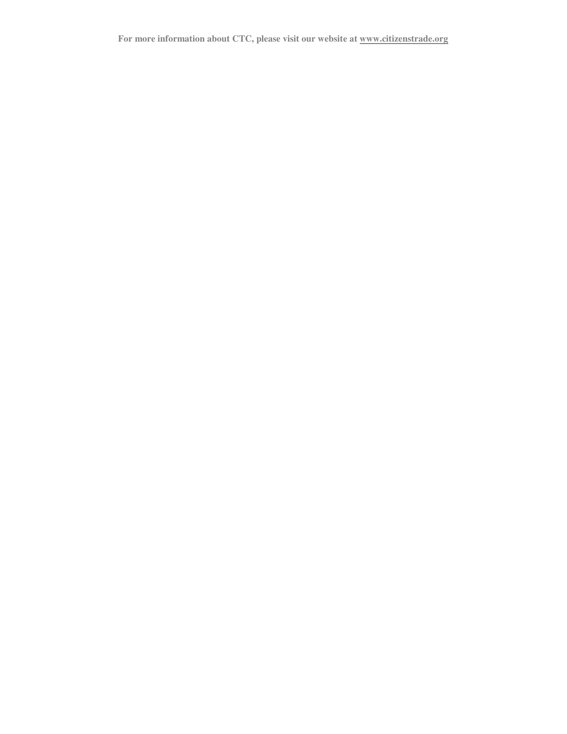**For more information about CTC, please visit our website at [www.citizenstrade.org](http://www.citizenstrade.org)**